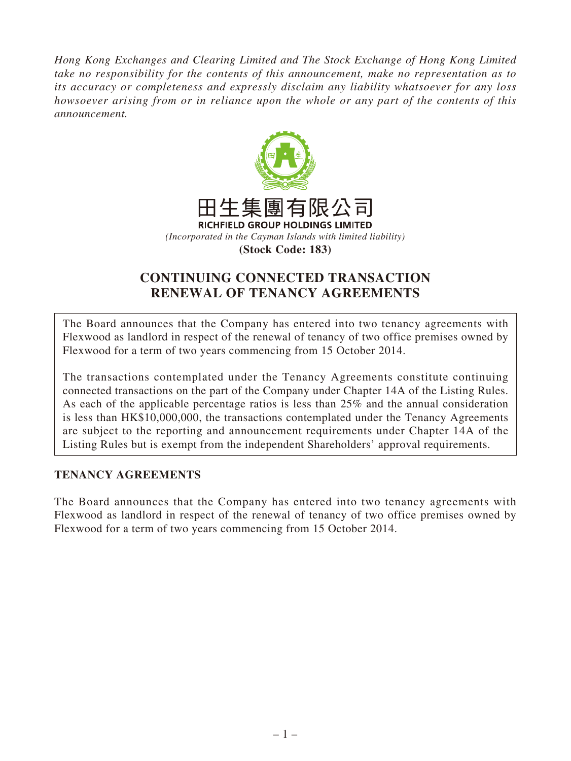*Hong Kong Exchanges and Clearing Limited and The Stock Exchange of Hong Kong Limited take no responsibility for the contents of this announcement, make no representation as to its accuracy or completeness and expressly disclaim any liability whatsoever for any loss howsoever arising from or in reliance upon the whole or any part of the contents of this announcement.*

# 田生集團有限公司
**RICHFIELD GROUP HOLDINGS LIMITED**

*(Incorporated in the Cayman Islands with limited liability)*

**(Stock Code: 183)**

# CONTINUING CONNECTED TRANSACTION RENEWAL OF TENANCY AGREEMENTS

The Board announces that the Company has entered into two tenancy agreements with Flexwood as landlord in respect of the renewal of tenancy of two office premises owned by Flexwood for a term of two years commencing from 15 October 2014.

The transactions contemplated under the Tenancy Agreements constitute continuing connected transactions on the part of the Company under Chapter 14A of the Listing Rules. As each of the applicable percentage ratios is less than 25% and the annual consideration is less than HK$10,000,000, the transactions contemplated under the Tenancy Agreements are subject to the reporting and announcement requirements under Chapter 14A of the Listing Rules but is exempt from the independent Shareholders' approval requirements.

## TENANCY AGREEMENTS

The Board announces that the Company has entered into two tenancy agreements with Flexwood as landlord in respect of the renewal of tenancy of two office premises owned by Flexwood for a term of two years commencing from 15 October 2014.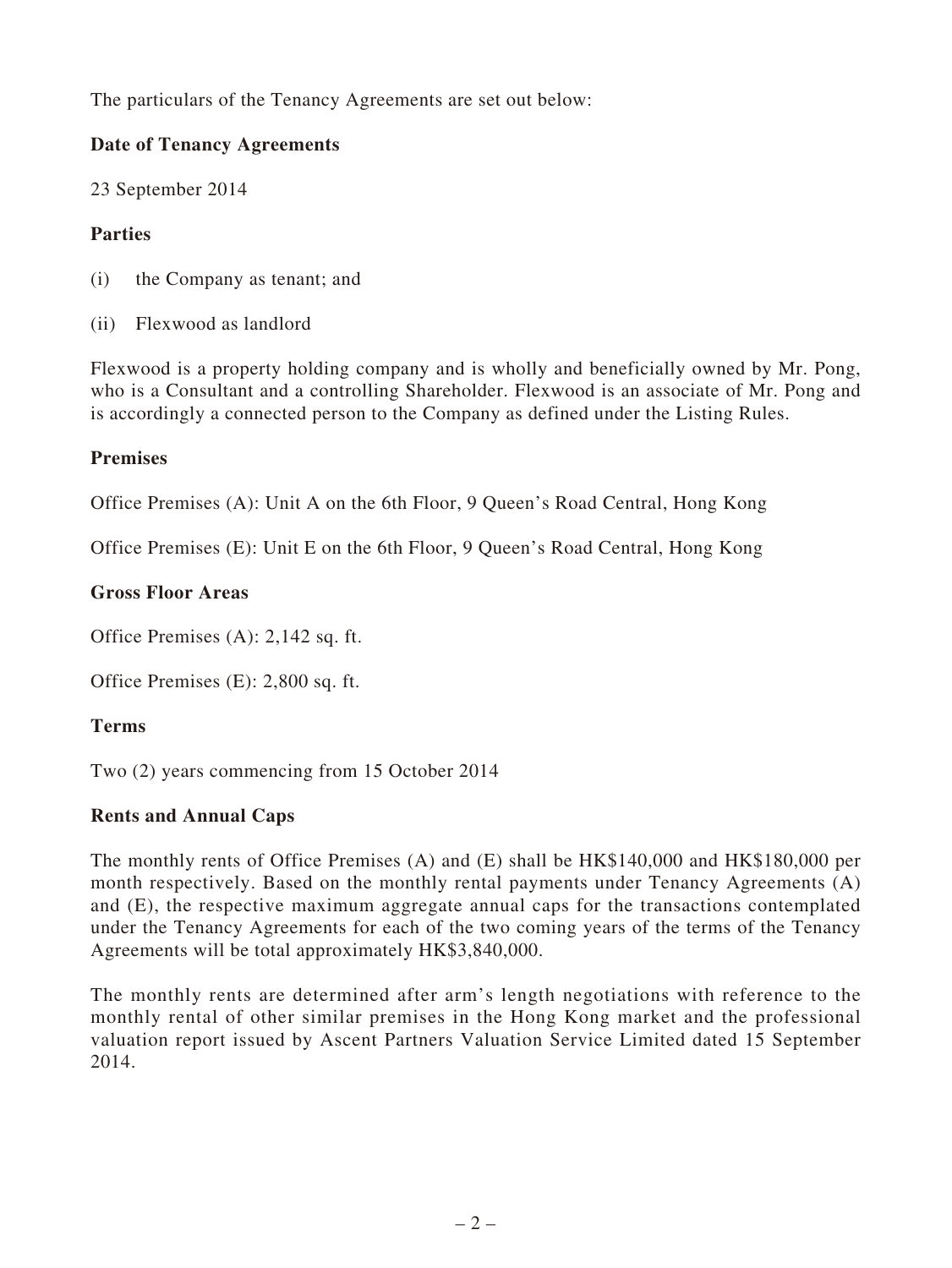The particulars of the Tenancy Agreements are set out below:

**Date of Tenancy Agreements**

23 September 2014

**Parties**

(i) the Company as tenant; and

(ii) Flexwood as landlord

Flexwood is a property holding company and is wholly and beneficially owned by Mr. Pong, who is a Consultant and a controlling Shareholder. Flexwood is an associate of Mr. Pong and is accordingly a connected person to the Company as defined under the Listing Rules.

**Premises**

Office Premises (A): Unit A on the 6th Floor, 9 Queen's Road Central, Hong Kong

Office Premises (E): Unit E on the 6th Floor, 9 Queen's Road Central, Hong Kong

**Gross Floor Areas**

Office Premises (A): 2,142 sq. ft.

Office Premises (E): 2,800 sq. ft.

**Terms**

Two (2) years commencing from 15 October 2014

**Rents and Annual Caps**

The monthly rents of Office Premises (A) and (E) shall be HK$140,000 and HK$180,000 per month respectively. Based on the monthly rental payments under Tenancy Agreements (A) and (E), the respective maximum aggregate annual caps for the transactions contemplated under the Tenancy Agreements for each of the two coming years of the terms of the Tenancy Agreements will be total approximately HK$3,840,000.

The monthly rents are determined after arm's length negotiations with reference to the monthly rental of other similar premises in the Hong Kong market and the professional valuation report issued by Ascent Partners Valuation Service Limited dated 15 September 2014.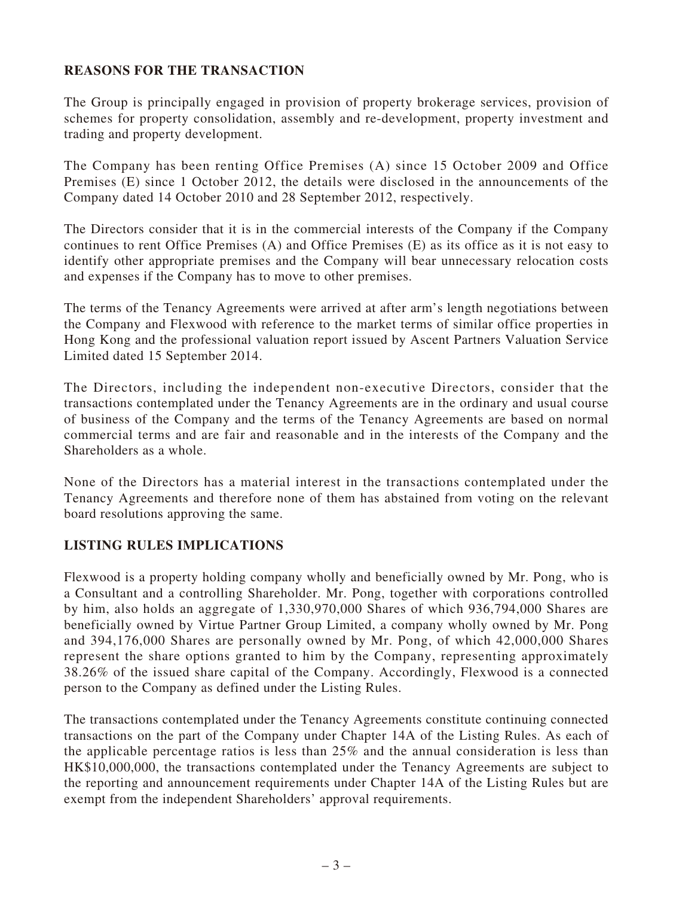## REASONS FOR THE TRANSACTION

The Group is principally engaged in provision of property brokerage services, provision of schemes for property consolidation, assembly and re-development, property investment and trading and property development.

The Company has been renting Office Premises (A) since 15 October 2009 and Office Premises (E) since 1 October 2012, the details were disclosed in the announcements of the Company dated 14 October 2010 and 28 September 2012, respectively.

The Directors consider that it is in the commercial interests of the Company if the Company continues to rent Office Premises (A) and Office Premises (E) as its office as it is not easy to identify other appropriate premises and the Company will bear unnecessary relocation costs and expenses if the Company has to move to other premises.

The terms of the Tenancy Agreements were arrived at after arm's length negotiations between the Company and Flexwood with reference to the market terms of similar office properties in Hong Kong and the professional valuation report issued by Ascent Partners Valuation Service Limited dated 15 September 2014.

The Directors, including the independent non-executive Directors, consider that the transactions contemplated under the Tenancy Agreements are in the ordinary and usual course of business of the Company and the terms of the Tenancy Agreements are based on normal commercial terms and are fair and reasonable and in the interests of the Company and the Shareholders as a whole.

None of the Directors has a material interest in the transactions contemplated under the Tenancy Agreements and therefore none of them has abstained from voting on the relevant board resolutions approving the same.

## LISTING RULES IMPLICATIONS

Flexwood is a property holding company wholly and beneficially owned by Mr. Pong, who is a Consultant and a controlling Shareholder. Mr. Pong, together with corporations controlled by him, also holds an aggregate of 1,330,970,000 Shares of which 936,794,000 Shares are beneficially owned by Virtue Partner Group Limited, a company wholly owned by Mr. Pong and 394,176,000 Shares are personally owned by Mr. Pong, of which 42,000,000 Shares represent the share options granted to him by the Company, representing approximately 38.26% of the issued share capital of the Company. Accordingly, Flexwood is a connected person to the Company as defined under the Listing Rules.

The transactions contemplated under the Tenancy Agreements constitute continuing connected transactions on the part of the Company under Chapter 14A of the Listing Rules. As each of the applicable percentage ratios is less than 25% and the annual consideration is less than HK$10,000,000, the transactions contemplated under the Tenancy Agreements are subject to the reporting and announcement requirements under Chapter 14A of the Listing Rules but are exempt from the independent Shareholders' approval requirements.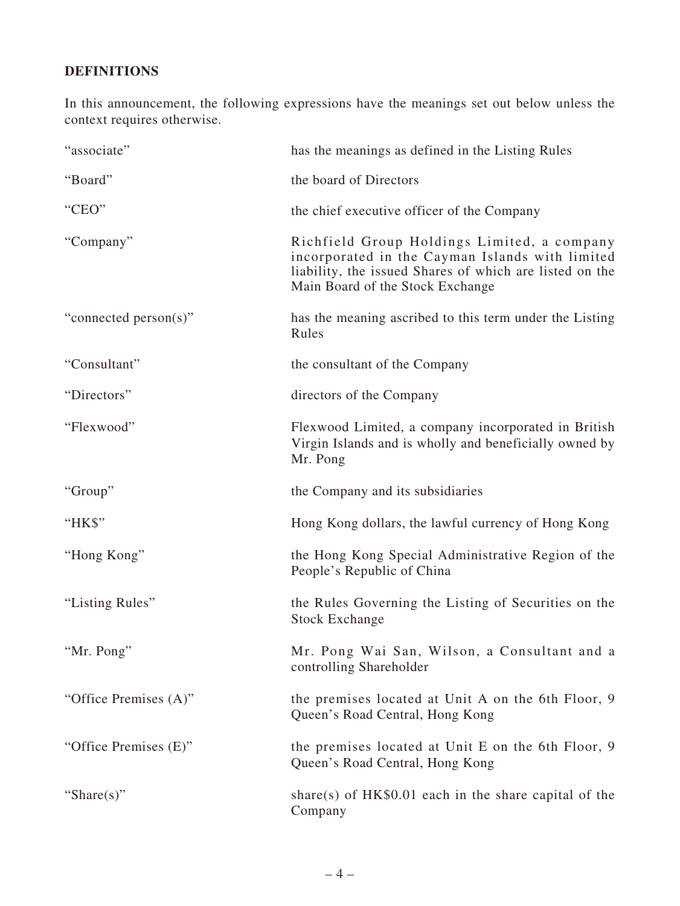## DEFINITIONS

In this announcement, the following expressions have the meanings set out below unless the context requires otherwise.

| | |
|---|---|
| "associate" | has the meanings as defined in the Listing Rules |
| "Board" | the board of Directors |
| "CEO" | the chief executive officer of the Company |
| "Company" | Richfield Group Holdings Limited, a company incorporated in the Cayman Islands with limited liability, the issued Shares of which are listed on the Main Board of the Stock Exchange |
| "connected person(s)" | has the meaning ascribed to this term under the Listing Rules |
| "Consultant" | the consultant of the Company |
| "Directors" | directors of the Company |
| "Flexwood" | Flexwood Limited, a company incorporated in British Virgin Islands and is wholly and beneficially owned by Mr. Pong |
| "Group" | the Company and its subsidiaries |
| "HK$" | Hong Kong dollars, the lawful currency of Hong Kong |
| "Hong Kong" | the Hong Kong Special Administrative Region of the People's Republic of China |
| "Listing Rules" | the Rules Governing the Listing of Securities on the Stock Exchange |
| "Mr. Pong" | Mr. Pong Wai San, Wilson, a Consultant and a controlling Shareholder |
| "Office Premises (A)" | the premises located at Unit A on the 6th Floor, 9 Queen's Road Central, Hong Kong |
| "Office Premises (E)" | the premises located at Unit E on the 6th Floor, 9 Queen's Road Central, Hong Kong |
| "Share(s)" | share(s) of HK$0.01 each in the share capital of the Company |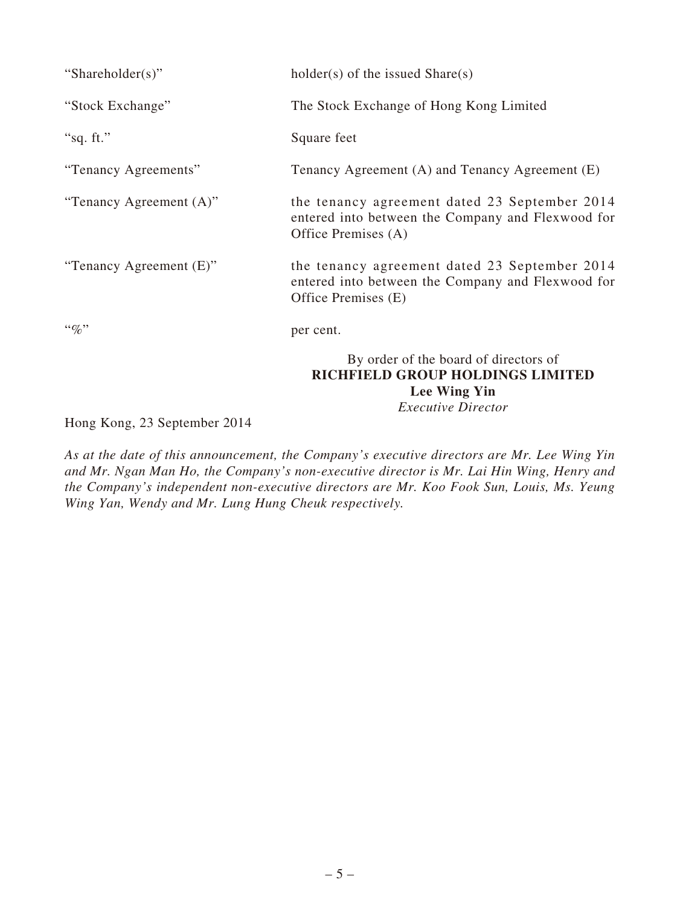| | |
|---|---|
| "Shareholder(s)" | holder(s) of the issued Share(s) |
| "Stock Exchange" | The Stock Exchange of Hong Kong Limited |
| "sq. ft." | Square feet |
| "Tenancy Agreements" | Tenancy Agreement (A) and Tenancy Agreement (E) |
| "Tenancy Agreement (A)" | the tenancy agreement dated 23 September 2014 entered into between the Company and Flexwood for Office Premises (A) |
| "Tenancy Agreement (E)" | the tenancy agreement dated 23 September 2014 entered into between the Company and Flexwood for Office Premises (E) |
| "%" | per cent. |

By order of the board of directors of
**RICHFIELD GROUP HOLDINGS LIMITED**
**Lee Wing Yin**
*Executive Director*

Hong Kong, 23 September 2014

*As at the date of this announcement, the Company's executive directors are Mr. Lee Wing Yin and Mr. Ngan Man Ho, the Company's non-executive director is Mr. Lai Hin Wing, Henry and the Company's independent non-executive directors are Mr. Koo Fook Sun, Louis, Ms. Yeung Wing Yan, Wendy and Mr. Lung Hung Cheuk respectively.*